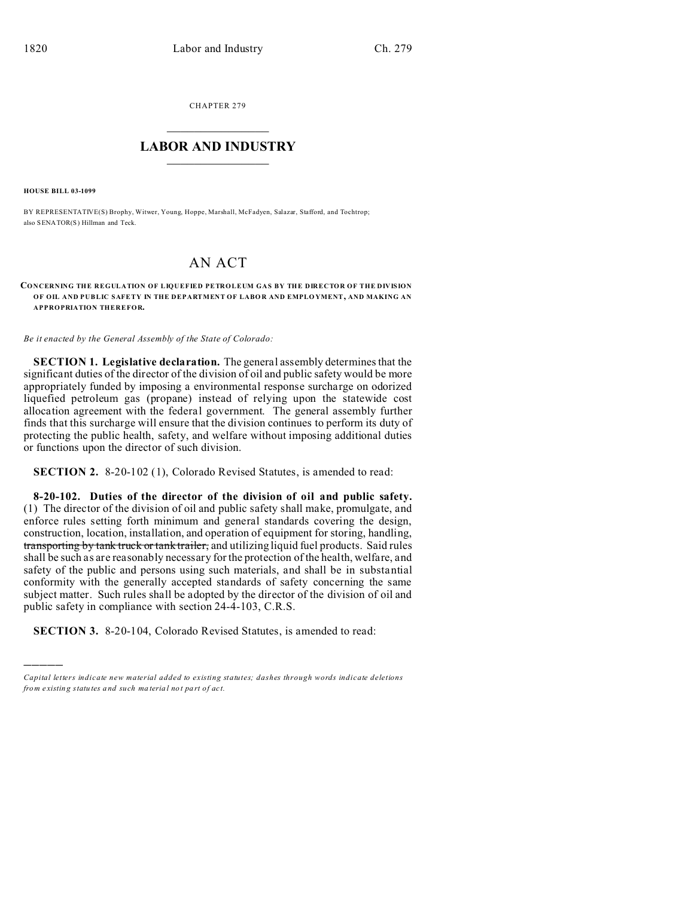CHAPTER 279

# LABOR AND INDUSTRY

**HOUSE BILL 03-1099**

BY REPRESENTATIVE(S) Brophy, Witwer, Young, Hoppe, Marshall, McFadyen, Salazar, Stafford, and Tochtrop; also SENATOR(S) Hillman and Teck.

# AN ACT

**CONCERNING THE REGULATION OF LIQUEFIED PETROLEUM GAS BY THE DIRECTOR OF THE DIVISION OF OIL AND PUBLIC SAFETY IN THE DEPARTMENT OF LABOR AND EMPLOYMENT, AND MAKING AN APPROPRIATION THEREFOR.**

*Be it enacted by the General Assembly of the State of Colorado:*

**SECTION 1. Legislative declaration.** The general assembly determines that the significant duties of the director of the division of oil and public safety would be more appropriately funded by imposing a environmental response surcharge on odorized liquefied petroleum gas (propane) instead of relying upon the statewide cost allocation agreement with the federal government. The general assembly further finds that this surcharge will ensure that the division continues to perform its duty of protecting the public health, safety, and welfare without imposing additional duties or functions upon the director of such division.

**SECTION 2.** 8-20-102 (1), Colorado Revised Statutes, is amended to read:

**8-20-102. Duties of the director of the division of oil and public safety.** (1) The director of the division of oil and public safety shall make, promulgate, and enforce rules setting forth minimum and general standards covering the design, construction, location, installation, and operation of equipment for storing, handling, ~~transporting by tank truck or tank trailer,~~ and utilizing liquid fuel products. Said rules shall be such as are reasonably necessary for the protection of the health, welfare, and safety of the public and persons using such materials, and shall be in substantial conformity with the generally accepted standards of safety concerning the same subject matter. Such rules shall be adopted by the director of the division of oil and public safety in compliance with section 24-4-103, C.R.S.

**SECTION 3.** 8-20-104, Colorado Revised Statutes, is amended to read:

---

*Capital letters indicate new material added to existing statutes; dashes through words indicate deletions from existing statutes and such material not part of act.*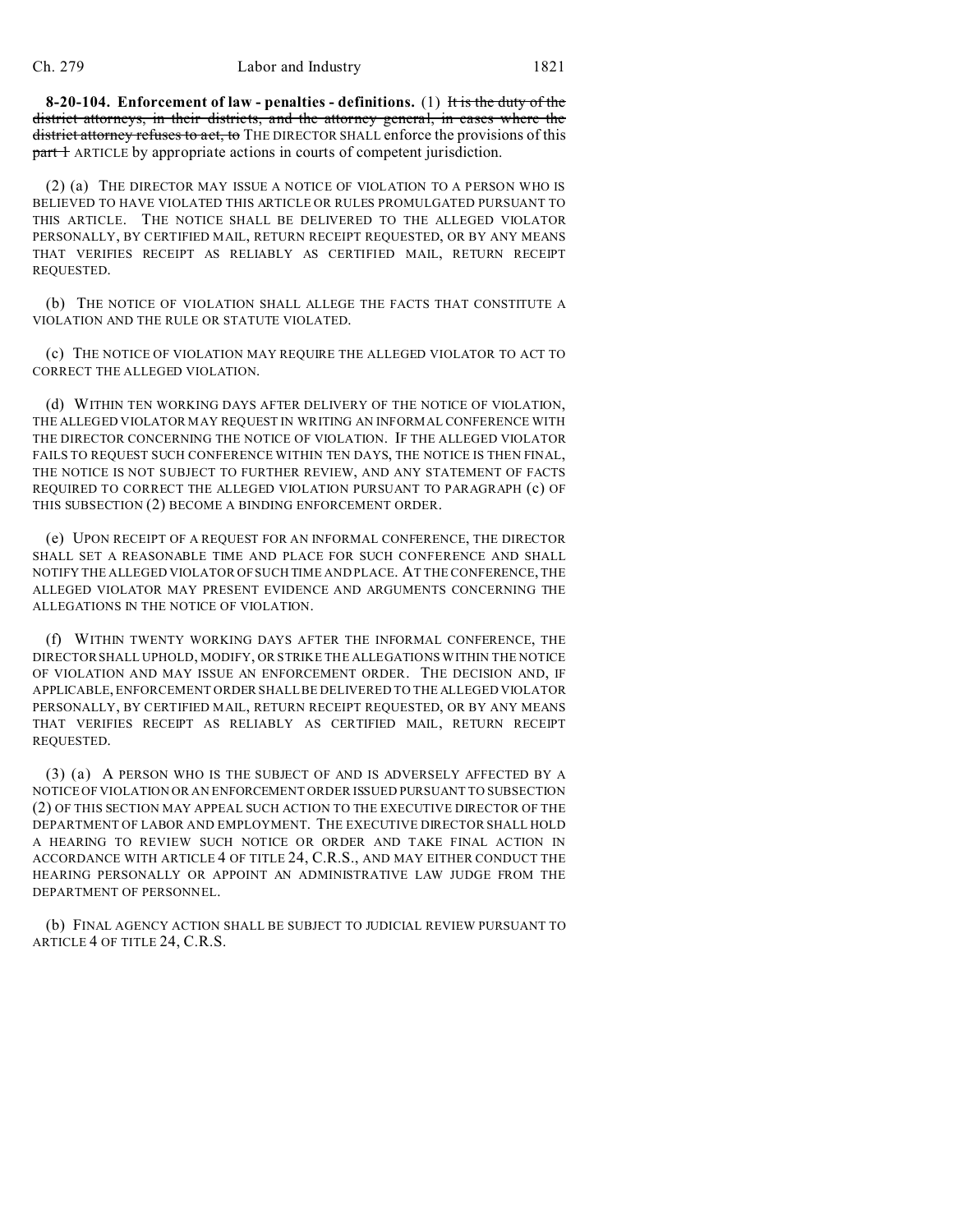**8-20-104. Enforcement of law - penalties - definitions.** (1) ~~It is the duty of the district attorneys, in their districts, and the attorney general, in cases where the district attorney refuses to act, to~~ THE DIRECTOR SHALL enforce the provisions of this ~~part 1~~ ARTICLE by appropriate actions in courts of competent jurisdiction.

(2) (a) THE DIRECTOR MAY ISSUE A NOTICE OF VIOLATION TO A PERSON WHO IS BELIEVED TO HAVE VIOLATED THIS ARTICLE OR RULES PROMULGATED PURSUANT TO THIS ARTICLE. THE NOTICE SHALL BE DELIVERED TO THE ALLEGED VIOLATOR PERSONALLY, BY CERTIFIED MAIL, RETURN RECEIPT REQUESTED, OR BY ANY MEANS THAT VERIFIES RECEIPT AS RELIABLY AS CERTIFIED MAIL, RETURN RECEIPT REQUESTED.

(b) THE NOTICE OF VIOLATION SHALL ALLEGE THE FACTS THAT CONSTITUTE A VIOLATION AND THE RULE OR STATUTE VIOLATED.

(c) THE NOTICE OF VIOLATION MAY REQUIRE THE ALLEGED VIOLATOR TO ACT TO CORRECT THE ALLEGED VIOLATION.

(d) WITHIN TEN WORKING DAYS AFTER DELIVERY OF THE NOTICE OF VIOLATION, THE ALLEGED VIOLATOR MAY REQUEST IN WRITING AN INFORMAL CONFERENCE WITH THE DIRECTOR CONCERNING THE NOTICE OF VIOLATION. IF THE ALLEGED VIOLATOR FAILS TO REQUEST SUCH CONFERENCE WITHIN TEN DAYS, THE NOTICE IS THEN FINAL, THE NOTICE IS NOT SUBJECT TO FURTHER REVIEW, AND ANY STATEMENT OF FACTS REQUIRED TO CORRECT THE ALLEGED VIOLATION PURSUANT TO PARAGRAPH (c) OF THIS SUBSECTION (2) BECOME A BINDING ENFORCEMENT ORDER.

(e) UPON RECEIPT OF A REQUEST FOR AN INFORMAL CONFERENCE, THE DIRECTOR SHALL SET A REASONABLE TIME AND PLACE FOR SUCH CONFERENCE AND SHALL NOTIFY THE ALLEGED VIOLATOR OF SUCH TIME AND PLACE. AT THE CONFERENCE, THE ALLEGED VIOLATOR MAY PRESENT EVIDENCE AND ARGUMENTS CONCERNING THE ALLEGATIONS IN THE NOTICE OF VIOLATION.

(f) WITHIN TWENTY WORKING DAYS AFTER THE INFORMAL CONFERENCE, THE DIRECTOR SHALL UPHOLD, MODIFY, OR STRIKE THE ALLEGATIONS WITHIN THE NOTICE OF VIOLATION AND MAY ISSUE AN ENFORCEMENT ORDER. THE DECISION AND, IF APPLICABLE, ENFORCEMENT ORDER SHALL BE DELIVERED TO THE ALLEGED VIOLATOR PERSONALLY, BY CERTIFIED MAIL, RETURN RECEIPT REQUESTED, OR BY ANY MEANS THAT VERIFIES RECEIPT AS RELIABLY AS CERTIFIED MAIL, RETURN RECEIPT REQUESTED.

(3) (a) A PERSON WHO IS THE SUBJECT OF AND IS ADVERSELY AFFECTED BY A NOTICE OF VIOLATION OR AN ENFORCEMENT ORDER ISSUED PURSUANT TO SUBSECTION (2) OF THIS SECTION MAY APPEAL SUCH ACTION TO THE EXECUTIVE DIRECTOR OF THE DEPARTMENT OF LABOR AND EMPLOYMENT. THE EXECUTIVE DIRECTOR SHALL HOLD A HEARING TO REVIEW SUCH NOTICE OR ORDER AND TAKE FINAL ACTION IN ACCORDANCE WITH ARTICLE 4 OF TITLE 24, C.R.S., AND MAY EITHER CONDUCT THE HEARING PERSONALLY OR APPOINT AN ADMINISTRATIVE LAW JUDGE FROM THE DEPARTMENT OF PERSONNEL.

(b) FINAL AGENCY ACTION SHALL BE SUBJECT TO JUDICIAL REVIEW PURSUANT TO ARTICLE 4 OF TITLE 24, C.R.S.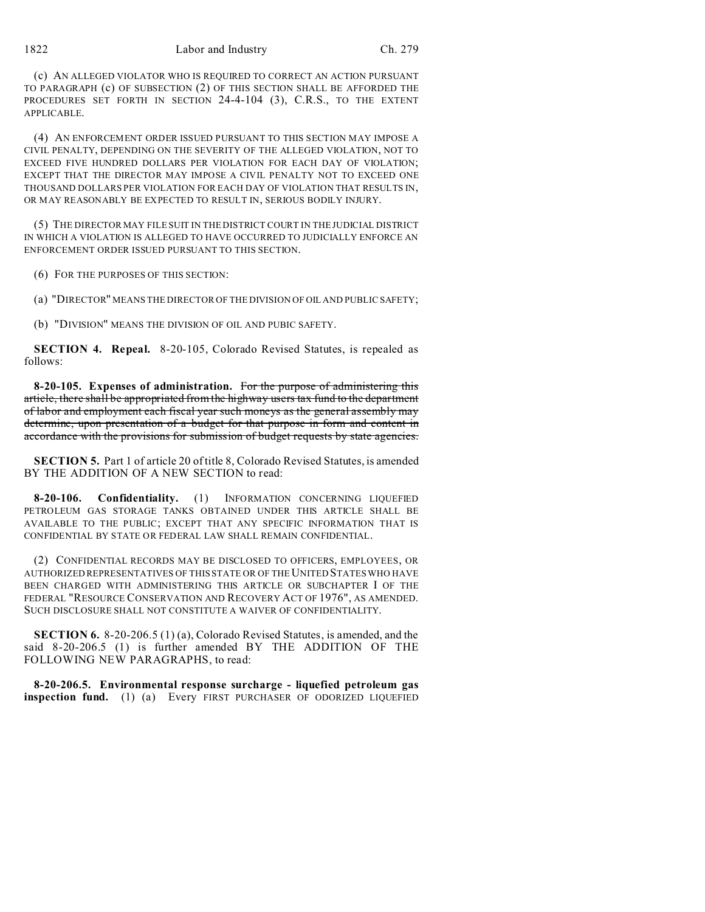(c) AN ALLEGED VIOLATOR WHO IS REQUIRED TO CORRECT AN ACTION PURSUANT TO PARAGRAPH (c) OF SUBSECTION (2) OF THIS SECTION SHALL BE AFFORDED THE PROCEDURES SET FORTH IN SECTION 24-4-104 (3), C.R.S., TO THE EXTENT APPLICABLE.

(4) AN ENFORCEMENT ORDER ISSUED PURSUANT TO THIS SECTION MAY IMPOSE A CIVIL PENALTY, DEPENDING ON THE SEVERITY OF THE ALLEGED VIOLATION, NOT TO EXCEED FIVE HUNDRED DOLLARS PER VIOLATION FOR EACH DAY OF VIOLATION; EXCEPT THAT THE DIRECTOR MAY IMPOSE A CIVIL PENALTY NOT TO EXCEED ONE THOUSAND DOLLARS PER VIOLATION FOR EACH DAY OF VIOLATION THAT RESULTS IN, OR MAY REASONABLY BE EXPECTED TO RESULT IN, SERIOUS BODILY INJURY.

(5) THE DIRECTOR MAY FILE SUIT IN THE DISTRICT COURT IN THE JUDICIAL DISTRICT IN WHICH A VIOLATION IS ALLEGED TO HAVE OCCURRED TO JUDICIALLY ENFORCE AN ENFORCEMENT ORDER ISSUED PURSUANT TO THIS SECTION.

(6) FOR THE PURPOSES OF THIS SECTION:

(a) "DIRECTOR" MEANS THE DIRECTOR OF THE DIVISION OF OIL AND PUBLIC SAFETY;

(b) "DIVISION" MEANS THE DIVISION OF OIL AND PUBIC SAFETY.

**SECTION 4. Repeal.** 8-20-105, Colorado Revised Statutes, is repealed as follows:

**8-20-105. Expenses of administration.** ~~For the purpose of administering this article, there shall be appropriated from the highway users tax fund to the department of labor and employment each fiscal year such moneys as the general assembly may determine, upon presentation of a budget for that purpose in form and content in accordance with the provisions for submission of budget requests by state agencies.~~

**SECTION 5.** Part 1 of article 20 of title 8, Colorado Revised Statutes, is amended BY THE ADDITION OF A NEW SECTION to read:

**8-20-106. Confidentiality.** (1) INFORMATION CONCERNING LIQUEFIED PETROLEUM GAS STORAGE TANKS OBTAINED UNDER THIS ARTICLE SHALL BE AVAILABLE TO THE PUBLIC; EXCEPT THAT ANY SPECIFIC INFORMATION THAT IS CONFIDENTIAL BY STATE OR FEDERAL LAW SHALL REMAIN CONFIDENTIAL.

(2) CONFIDENTIAL RECORDS MAY BE DISCLOSED TO OFFICERS, EMPLOYEES, OR AUTHORIZED REPRESENTATIVES OF THIS STATE OR OF THE UNITED STATES WHO HAVE BEEN CHARGED WITH ADMINISTERING THIS ARTICLE OR SUBCHAPTER I OF THE FEDERAL "RESOURCE CONSERVATION AND RECOVERY ACT OF 1976", AS AMENDED. SUCH DISCLOSURE SHALL NOT CONSTITUTE A WAIVER OF CONFIDENTIALITY.

**SECTION 6.** 8-20-206.5 (1) (a), Colorado Revised Statutes, is amended, and the said 8-20-206.5 (1) is further amended BY THE ADDITION OF THE FOLLOWING NEW PARAGRAPHS, to read:

**8-20-206.5. Environmental response surcharge - liquefied petroleum gas inspection fund.** (1) (a) Every FIRST PURCHASER OF ODORIZED LIQUEFIED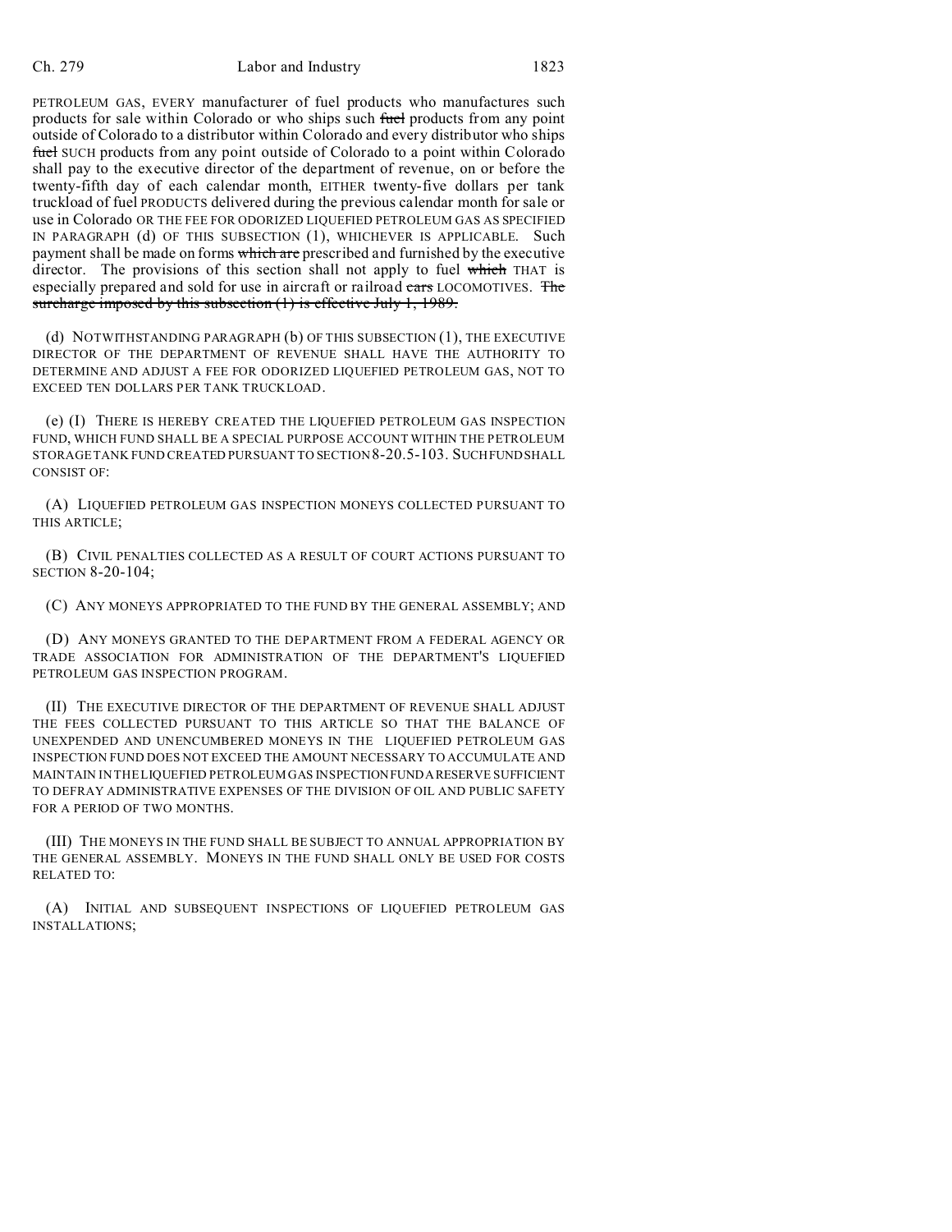PETROLEUM GAS, EVERY manufacturer of fuel products who manufactures such products for sale within Colorado or who ships such ~~fuel~~ products from any point outside of Colorado to a distributor within Colorado and every distributor who ships ~~fuel~~ SUCH products from any point outside of Colorado to a point within Colorado shall pay to the executive director of the department of revenue, on or before the twenty-fifth day of each calendar month, EITHER twenty-five dollars per tank truckload of fuel PRODUCTS delivered during the previous calendar month for sale or use in Colorado OR THE FEE FOR ODORIZED LIQUEFIED PETROLEUM GAS AS SPECIFIED IN PARAGRAPH (d) OF THIS SUBSECTION (1), WHICHEVER IS APPLICABLE. Such payment shall be made on forms ~~which are~~ prescribed and furnished by the executive director. The provisions of this section shall not apply to fuel ~~which~~ THAT is especially prepared and sold for use in aircraft or railroad ~~cars~~ LOCOMOTIVES. ~~The surcharge imposed by this subsection (1) is effective July 1, 1989.~~

(d) NOTWITHSTANDING PARAGRAPH (b) OF THIS SUBSECTION (1), THE EXECUTIVE DIRECTOR OF THE DEPARTMENT OF REVENUE SHALL HAVE THE AUTHORITY TO DETERMINE AND ADJUST A FEE FOR ODORIZED LIQUEFIED PETROLEUM GAS, NOT TO EXCEED TEN DOLLARS PER TANK TRUCKLOAD.

(e) (I) THERE IS HEREBY CREATED THE LIQUEFIED PETROLEUM GAS INSPECTION FUND, WHICH FUND SHALL BE A SPECIAL PURPOSE ACCOUNT WITHIN THE PETROLEUM STORAGE TANK FUND CREATED PURSUANT TO SECTION 8-20.5-103. SUCH FUND SHALL CONSIST OF:

(A) LIQUEFIED PETROLEUM GAS INSPECTION MONEYS COLLECTED PURSUANT TO THIS ARTICLE;

(B) CIVIL PENALTIES COLLECTED AS A RESULT OF COURT ACTIONS PURSUANT TO SECTION 8-20-104;

(C) ANY MONEYS APPROPRIATED TO THE FUND BY THE GENERAL ASSEMBLY; AND

(D) ANY MONEYS GRANTED TO THE DEPARTMENT FROM A FEDERAL AGENCY OR TRADE ASSOCIATION FOR ADMINISTRATION OF THE DEPARTMENT'S LIQUEFIED PETROLEUM GAS INSPECTION PROGRAM.

(II) THE EXECUTIVE DIRECTOR OF THE DEPARTMENT OF REVENUE SHALL ADJUST THE FEES COLLECTED PURSUANT TO THIS ARTICLE SO THAT THE BALANCE OF UNEXPENDED AND UNENCUMBERED MONEYS IN THE LIQUEFIED PETROLEUM GAS INSPECTION FUND DOES NOT EXCEED THE AMOUNT NECESSARY TO ACCUMULATE AND MAINTAIN IN THE LIQUEFIED PETROLEUM GAS INSPECTION FUND A RESERVE SUFFICIENT TO DEFRAY ADMINISTRATIVE EXPENSES OF THE DIVISION OF OIL AND PUBLIC SAFETY FOR A PERIOD OF TWO MONTHS.

(III) THE MONEYS IN THE FUND SHALL BE SUBJECT TO ANNUAL APPROPRIATION BY THE GENERAL ASSEMBLY. MONEYS IN THE FUND SHALL ONLY BE USED FOR COSTS RELATED TO:

(A) INITIAL AND SUBSEQUENT INSPECTIONS OF LIQUEFIED PETROLEUM GAS INSTALLATIONS;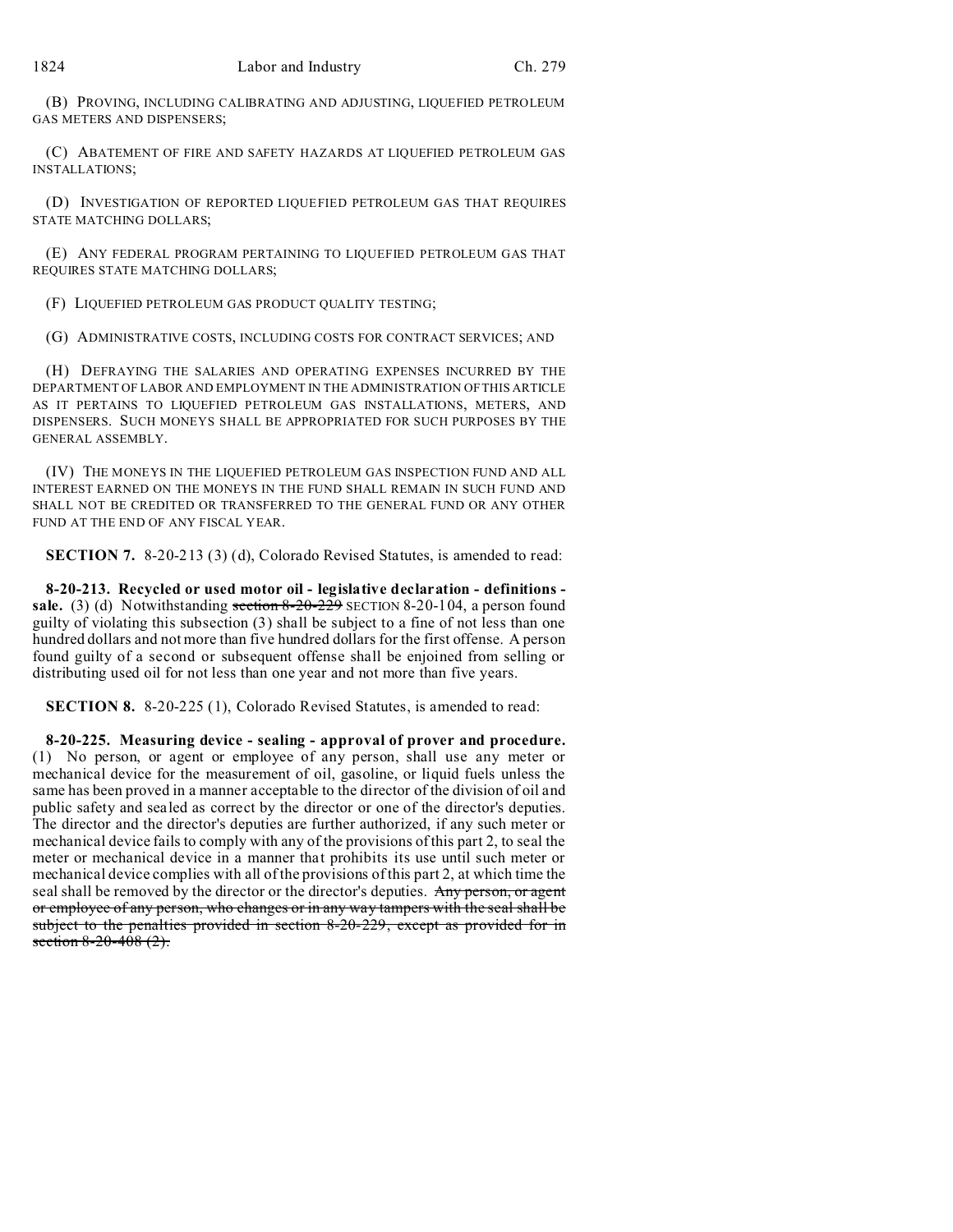(B) PROVING, INCLUDING CALIBRATING AND ADJUSTING, LIQUEFIED PETROLEUM GAS METERS AND DISPENSERS;

(C) ABATEMENT OF FIRE AND SAFETY HAZARDS AT LIQUEFIED PETROLEUM GAS INSTALLATIONS;

(D) INVESTIGATION OF REPORTED LIQUEFIED PETROLEUM GAS THAT REQUIRES STATE MATCHING DOLLARS;

(E) ANY FEDERAL PROGRAM PERTAINING TO LIQUEFIED PETROLEUM GAS THAT REQUIRES STATE MATCHING DOLLARS;

(F) LIQUEFIED PETROLEUM GAS PRODUCT QUALITY TESTING;

(G) ADMINISTRATIVE COSTS, INCLUDING COSTS FOR CONTRACT SERVICES; AND

(H) DEFRAYING THE SALARIES AND OPERATING EXPENSES INCURRED BY THE DEPARTMENT OF LABOR AND EMPLOYMENT IN THE ADMINISTRATION OF THIS ARTICLE AS IT PERTAINS TO LIQUEFIED PETROLEUM GAS INSTALLATIONS, METERS, AND DISPENSERS. SUCH MONEYS SHALL BE APPROPRIATED FOR SUCH PURPOSES BY THE GENERAL ASSEMBLY.

(IV) THE MONEYS IN THE LIQUEFIED PETROLEUM GAS INSPECTION FUND AND ALL INTEREST EARNED ON THE MONEYS IN THE FUND SHALL REMAIN IN SUCH FUND AND SHALL NOT BE CREDITED OR TRANSFERRED TO THE GENERAL FUND OR ANY OTHER FUND AT THE END OF ANY FISCAL YEAR.

**SECTION 7.** 8-20-213 (3) (d), Colorado Revised Statutes, is amended to read:

**8-20-213. Recycled or used motor oil - legislative declaration - definitions - sale.** (3) (d) Notwithstanding ~~section 8-20-229~~ SECTION 8-20-104, a person found guilty of violating this subsection (3) shall be subject to a fine of not less than one hundred dollars and not more than five hundred dollars for the first offense. A person found guilty of a second or subsequent offense shall be enjoined from selling or distributing used oil for not less than one year and not more than five years.

**SECTION 8.** 8-20-225 (1), Colorado Revised Statutes, is amended to read:

**8-20-225. Measuring device - sealing - approval of prover and procedure.** (1) No person, or agent or employee of any person, shall use any meter or mechanical device for the measurement of oil, gasoline, or liquid fuels unless the same has been proved in a manner acceptable to the director of the division of oil and public safety and sealed as correct by the director or one of the director's deputies. The director and the director's deputies are further authorized, if any such meter or mechanical device fails to comply with any of the provisions of this part 2, to seal the meter or mechanical device in a manner that prohibits its use until such meter or mechanical device complies with all of the provisions of this part 2, at which time the seal shall be removed by the director or the director's deputies. ~~Any person, or agent or employee of any person, who changes or in any way tampers with the seal shall be subject to the penalties provided in section 8-20-229, except as provided for in section 8-20-408 (2).~~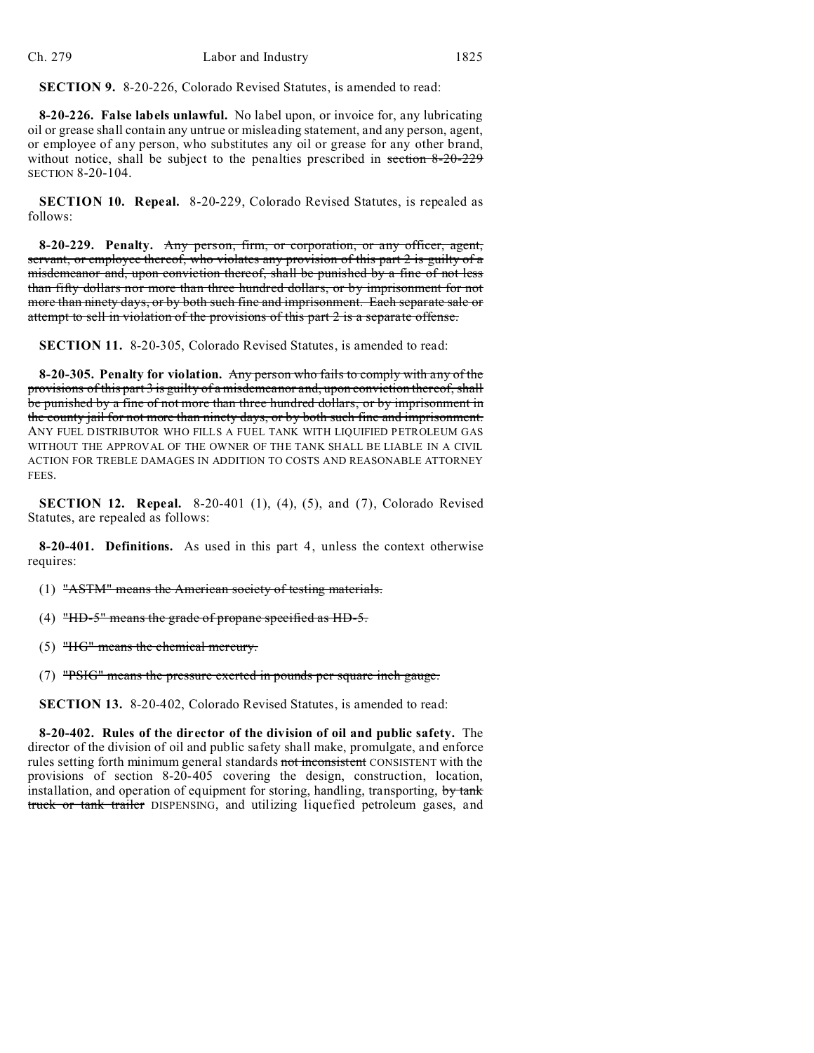**SECTION 9.** 8-20-226, Colorado Revised Statutes, is amended to read:

**8-20-226. False labels unlawful.** No label upon, or invoice for, any lubricating oil or grease shall contain any untrue or misleading statement, and any person, agent, or employee of any person, who substitutes any oil or grease for any other brand, without notice, shall be subject to the penalties prescribed in ~~section 8-20-229~~ SECTION 8-20-104.

**SECTION 10. Repeal.** 8-20-229, Colorado Revised Statutes, is repealed as follows:

**8-20-229. Penalty.** ~~Any person, firm, or corporation, or any officer, agent, servant, or employee thereof, who violates any provision of this part 2 is guilty of a misdemeanor and, upon conviction thereof, shall be punished by a fine of not less than fifty dollars nor more than three hundred dollars, or by imprisonment for not more than ninety days, or by both such fine and imprisonment. Each separate sale or attempt to sell in violation of the provisions of this part 2 is a separate offense.~~

**SECTION 11.** 8-20-305, Colorado Revised Statutes, is amended to read:

**8-20-305. Penalty for violation.** ~~Any person who fails to comply with any of the provisions of this part 3 is guilty of a misdemeanor and, upon conviction thereof, shall be punished by a fine of not more than three hundred dollars, or by imprisonment in the county jail for not more than ninety days, or by both such fine and imprisonment.~~ ANY FUEL DISTRIBUTOR WHO FILLS A FUEL TANK WITH LIQUIFIED PETROLEUM GAS WITHOUT THE APPROVAL OF THE OWNER OF THE TANK SHALL BE LIABLE IN A CIVIL ACTION FOR TREBLE DAMAGES IN ADDITION TO COSTS AND REASONABLE ATTORNEY FEES.

**SECTION 12. Repeal.** 8-20-401 (1), (4), (5), and (7), Colorado Revised Statutes, are repealed as follows:

**8-20-401. Definitions.** As used in this part 4, unless the context otherwise requires:

(1) ~~"ASTM" means the American society of testing materials.~~

(4) ~~"HD-5" means the grade of propane specified as HD-5.~~

(5) ~~"HG" means the chemical mercury.~~

(7) ~~"PSIG" means the pressure exerted in pounds per square inch gauge.~~

**SECTION 13.** 8-20-402, Colorado Revised Statutes, is amended to read:

**8-20-402. Rules of the director of the division of oil and public safety.** The director of the division of oil and public safety shall make, promulgate, and enforce rules setting forth minimum general standards ~~not inconsistent~~ CONSISTENT with the provisions of section 8-20-405 covering the design, construction, location, installation, and operation of equipment for storing, handling, transporting, ~~by tank truck or tank trailer~~ DISPENSING, and utilizing liquefied petroleum gases, and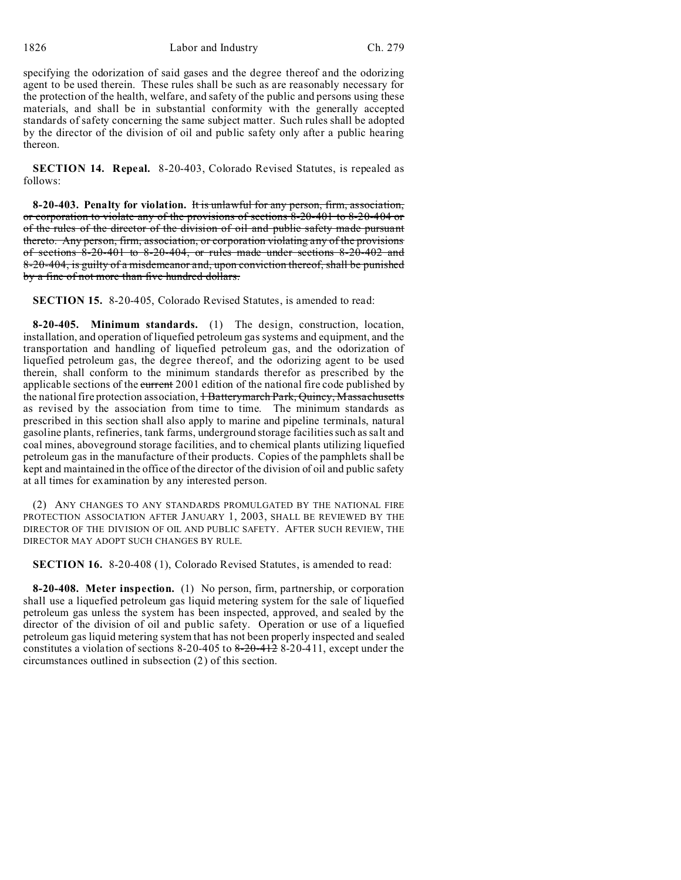specifying the odorization of said gases and the degree thereof and the odorizing agent to be used therein. These rules shall be such as are reasonably necessary for the protection of the health, welfare, and safety of the public and persons using these materials, and shall be in substantial conformity with the generally accepted standards of safety concerning the same subject matter. Such rules shall be adopted by the director of the division of oil and public safety only after a public hearing thereon.

**SECTION 14. Repeal.** 8-20-403, Colorado Revised Statutes, is repealed as follows:

**8-20-403. Penalty for violation.** ~~It is unlawful for any person, firm, association, or corporation to violate any of the provisions of sections 8-20-401 to 8-20-404 or of the rules of the director of the division of oil and public safety made pursuant thereto. Any person, firm, association, or corporation violating any of the provisions of sections 8-20-401 to 8-20-404, or rules made under sections 8-20-402 and 8-20-404, is guilty of a misdemeanor and, upon conviction thereof, shall be punished by a fine of not more than five hundred dollars.~~

**SECTION 15.** 8-20-405, Colorado Revised Statutes, is amended to read:

**8-20-405. Minimum standards.** (1) The design, construction, location, installation, and operation of liquefied petroleum gas systems and equipment, and the transportation and handling of liquefied petroleum gas, and the odorization of liquefied petroleum gas, the degree thereof, and the odorizing agent to be used therein, shall conform to the minimum standards therefor as prescribed by the applicable sections of the ~~current~~ 2001 edition of the national fire code published by the national fire protection association, ~~1 Batterymarch Park, Quincy, Massachusetts~~ as revised by the association from time to time. The minimum standards as prescribed in this section shall also apply to marine and pipeline terminals, natural gasoline plants, refineries, tank farms, underground storage facilities such as salt and coal mines, aboveground storage facilities, and to chemical plants utilizing liquefied petroleum gas in the manufacture of their products. Copies of the pamphlets shall be kept and maintained in the office of the director of the division of oil and public safety at all times for examination by any interested person.

(2) ANY CHANGES TO ANY STANDARDS PROMULGATED BY THE NATIONAL FIRE PROTECTION ASSOCIATION AFTER JANUARY 1, 2003, SHALL BE REVIEWED BY THE DIRECTOR OF THE DIVISION OF OIL AND PUBLIC SAFETY. AFTER SUCH REVIEW, THE DIRECTOR MAY ADOPT SUCH CHANGES BY RULE.

**SECTION 16.** 8-20-408 (1), Colorado Revised Statutes, is amended to read:

**8-20-408. Meter inspection.** (1) No person, firm, partnership, or corporation shall use a liquefied petroleum gas liquid metering system for the sale of liquefied petroleum gas unless the system has been inspected, approved, and sealed by the director of the division of oil and public safety. Operation or use of a liquefied petroleum gas liquid metering system that has not been properly inspected and sealed constitutes a violation of sections 8-20-405 to ~~8-20-412~~ 8-20-411, except under the circumstances outlined in subsection (2) of this section.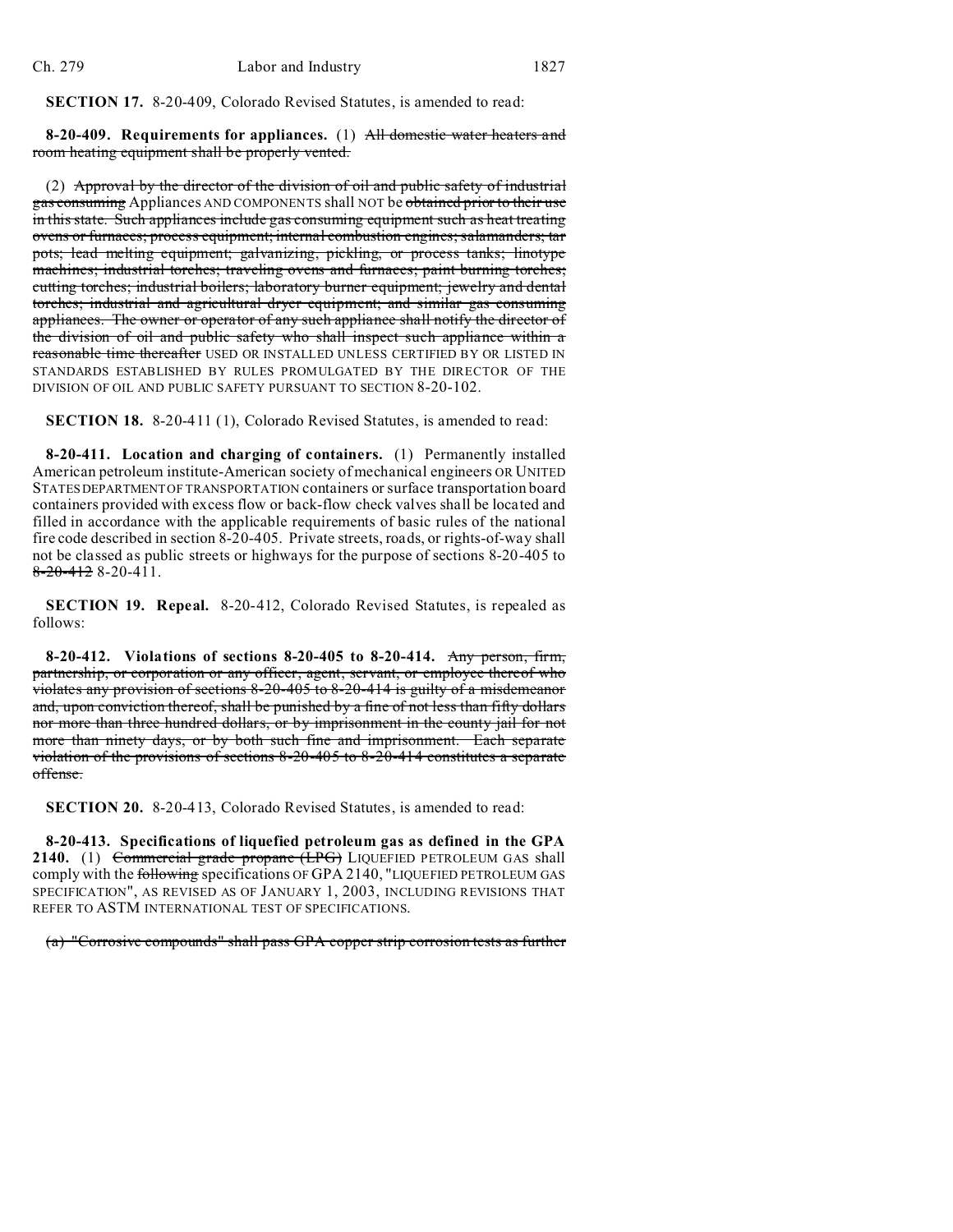**SECTION 17.** 8-20-409, Colorado Revised Statutes, is amended to read:

**8-20-409. Requirements for appliances.** (1) ~~All domestic water heaters and room heating equipment shall be properly vented.~~

(2) ~~Approval by the director of the division of oil and public safety of industrial gas consuming~~ Appliances AND COMPONENTS shall NOT be ~~obtained prior to their use in this state. Such appliances include gas consuming equipment such as heat treating ovens or furnaces; process equipment; internal combustion engines; salamanders; tar pots; lead melting equipment; galvanizing, pickling, or process tanks; linotype machines; industrial torches; traveling ovens and furnaces; paint burning torches; cutting torches; industrial boilers; laboratory burner equipment; jewelry and dental torches; industrial and agricultural dryer equipment; and similar gas consuming appliances. The owner or operator of any such appliance shall notify the director of the division of oil and public safety who shall inspect such appliance within a reasonable time thereafter~~ USED OR INSTALLED UNLESS CERTIFIED BY OR LISTED IN STANDARDS ESTABLISHED BY RULES PROMULGATED BY THE DIRECTOR OF THE DIVISION OF OIL AND PUBLIC SAFETY PURSUANT TO SECTION 8-20-102.

**SECTION 18.** 8-20-411 (1), Colorado Revised Statutes, is amended to read:

**8-20-411. Location and charging of containers.** (1) Permanently installed American petroleum institute-American society of mechanical engineers OR UNITED STATES DEPARTMENT OF TRANSPORTATION containers or surface transportation board containers provided with excess flow or back-flow check valves shall be located and filled in accordance with the applicable requirements of basic rules of the national fire code described in section 8-20-405. Private streets, roads, or rights-of-way shall not be classed as public streets or highways for the purpose of sections 8-20-405 to ~~8-20-412~~ 8-20-411.

**SECTION 19. Repeal.** 8-20-412, Colorado Revised Statutes, is repealed as follows:

**8-20-412. Violations of sections 8-20-405 to 8-20-414.** ~~Any person, firm, partnership, or corporation or any officer, agent, servant, or employee thereof who violates any provision of sections 8-20-405 to 8-20-414 is guilty of a misdemeanor and, upon conviction thereof, shall be punished by a fine of not less than fifty dollars nor more than three hundred dollars, or by imprisonment in the county jail for not more than ninety days, or by both such fine and imprisonment. Each separate violation of the provisions of sections 8-20-405 to 8-20-414 constitutes a separate offense.~~

**SECTION 20.** 8-20-413, Colorado Revised Statutes, is amended to read:

**8-20-413. Specifications of liquefied petroleum gas as defined in the GPA 2140.** (1) ~~Commercial grade propane (LPG)~~ LIQUEFIED PETROLEUM GAS shall comply with the ~~following~~ specifications OF GPA 2140, "LIQUEFIED PETROLEUM GAS SPECIFICATION", AS REVISED AS OF JANUARY 1, 2003, INCLUDING REVISIONS THAT REFER TO ASTM INTERNATIONAL TEST OF SPECIFICATIONS.

~~(a) "Corrosive compounds" shall pass GPA copper strip corrosion tests as further~~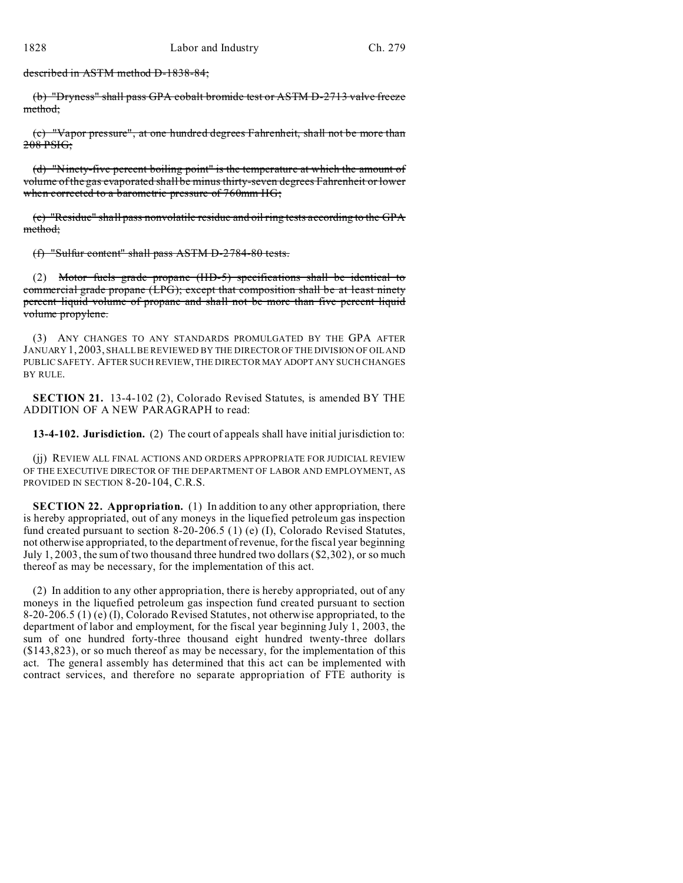described in ASTM method D-1838-84;

(b) "Dryness" shall pass GPA cobalt bromide test or ASTM D-2713 valve freeze method;

(c) "Vapor pressure", at one hundred degrees Fahrenheit, shall not be more than 208 PSIG;

(d) "Ninety-five percent boiling point" is the temperature at which the amount of volume of the gas evaporated shall be minus thirty-seven degrees Fahrenheit or lower when corrected to a barometric pressure of 760mm HG;

(e) "Residue" shall pass nonvolatile residue and oil ring tests according to the GPA method;

(f) "Sulfur content" shall pass ASTM D-2784-80 tests.

(2) Motor fuels grade propane (HD-5) specifications shall be identical to commercial grade propane (LPG); except that composition shall be at least ninety percent liquid volume of propane and shall not be more than five percent liquid volume propylene.

(3) ANY CHANGES TO ANY STANDARDS PROMULGATED BY THE GPA AFTER JANUARY 1, 2003, SHALL BE REVIEWED BY THE DIRECTOR OF THE DIVISION OF OIL AND PUBLIC SAFETY. AFTER SUCH REVIEW, THE DIRECTOR MAY ADOPT ANY SUCH CHANGES BY RULE.

**SECTION 21.** 13-4-102 (2), Colorado Revised Statutes, is amended BY THE ADDITION OF A NEW PARAGRAPH to read:

**13-4-102. Jurisdiction.** (2) The court of appeals shall have initial jurisdiction to:

(jj) REVIEW ALL FINAL ACTIONS AND ORDERS APPROPRIATE FOR JUDICIAL REVIEW OF THE EXECUTIVE DIRECTOR OF THE DEPARTMENT OF LABOR AND EMPLOYMENT, AS PROVIDED IN SECTION 8-20-104, C.R.S.

**SECTION 22. Appropriation.** (1) In addition to any other appropriation, there is hereby appropriated, out of any moneys in the liquefied petroleum gas inspection fund created pursuant to section 8-20-206.5 (1) (e) (I), Colorado Revised Statutes, not otherwise appropriated, to the department of revenue, for the fiscal year beginning July 1, 2003, the sum of two thousand three hundred two dollars ($2,302), or so much thereof as may be necessary, for the implementation of this act.

(2) In addition to any other appropriation, there is hereby appropriated, out of any moneys in the liquefied petroleum gas inspection fund created pursuant to section 8-20-206.5 (1) (e) (I), Colorado Revised Statutes, not otherwise appropriated, to the department of labor and employment, for the fiscal year beginning July 1, 2003, the sum of one hundred forty-three thousand eight hundred twenty-three dollars ($143,823), or so much thereof as may be necessary, for the implementation of this act. The general assembly has determined that this act can be implemented with contract services, and therefore no separate appropriation of FTE authority is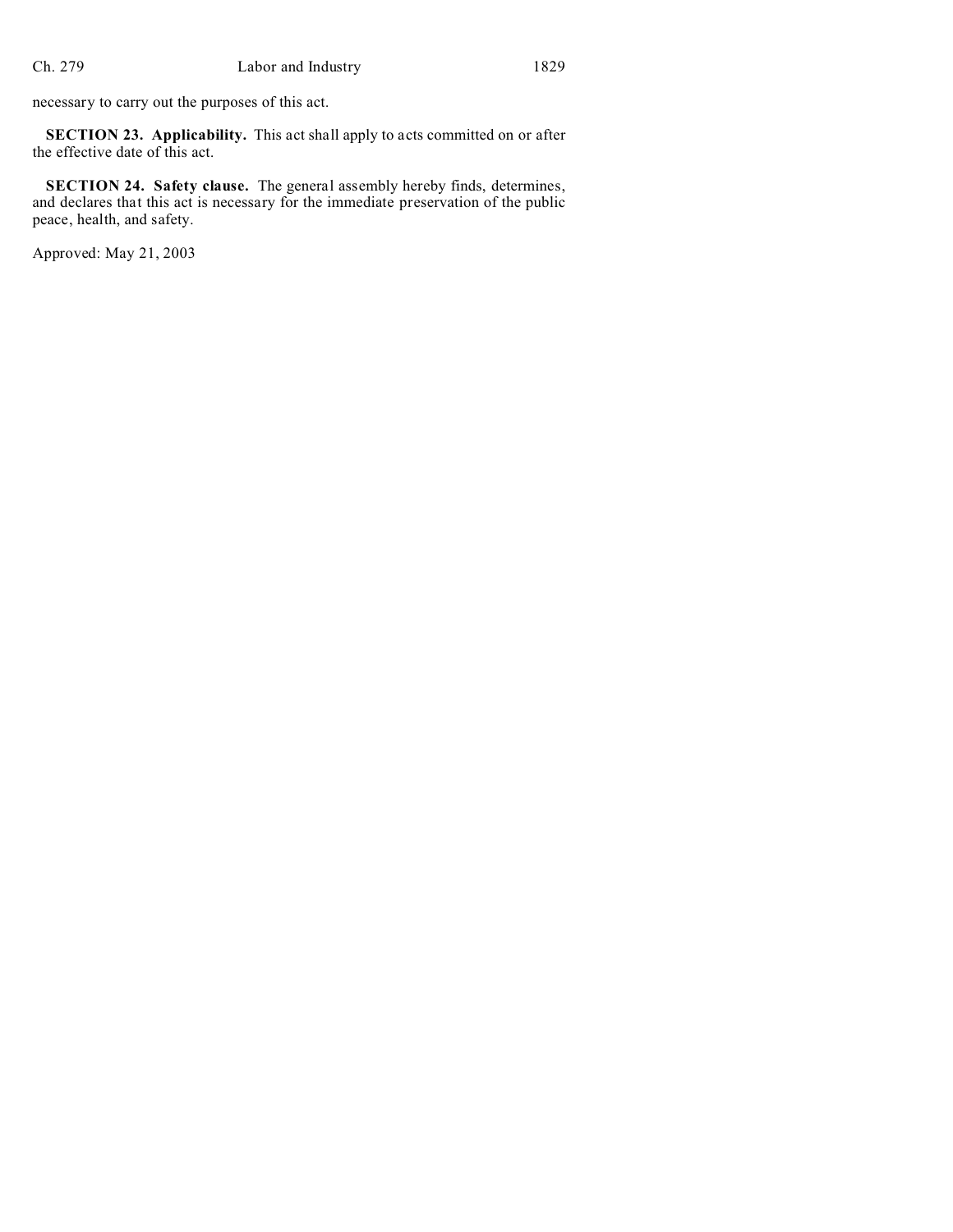necessary to carry out the purposes of this act.

**SECTION 23. Applicability.** This act shall apply to acts committed on or after the effective date of this act.

**SECTION 24. Safety clause.** The general assembly hereby finds, determines, and declares that this act is necessary for the immediate preservation of the public peace, health, and safety.

Approved: May 21, 2003